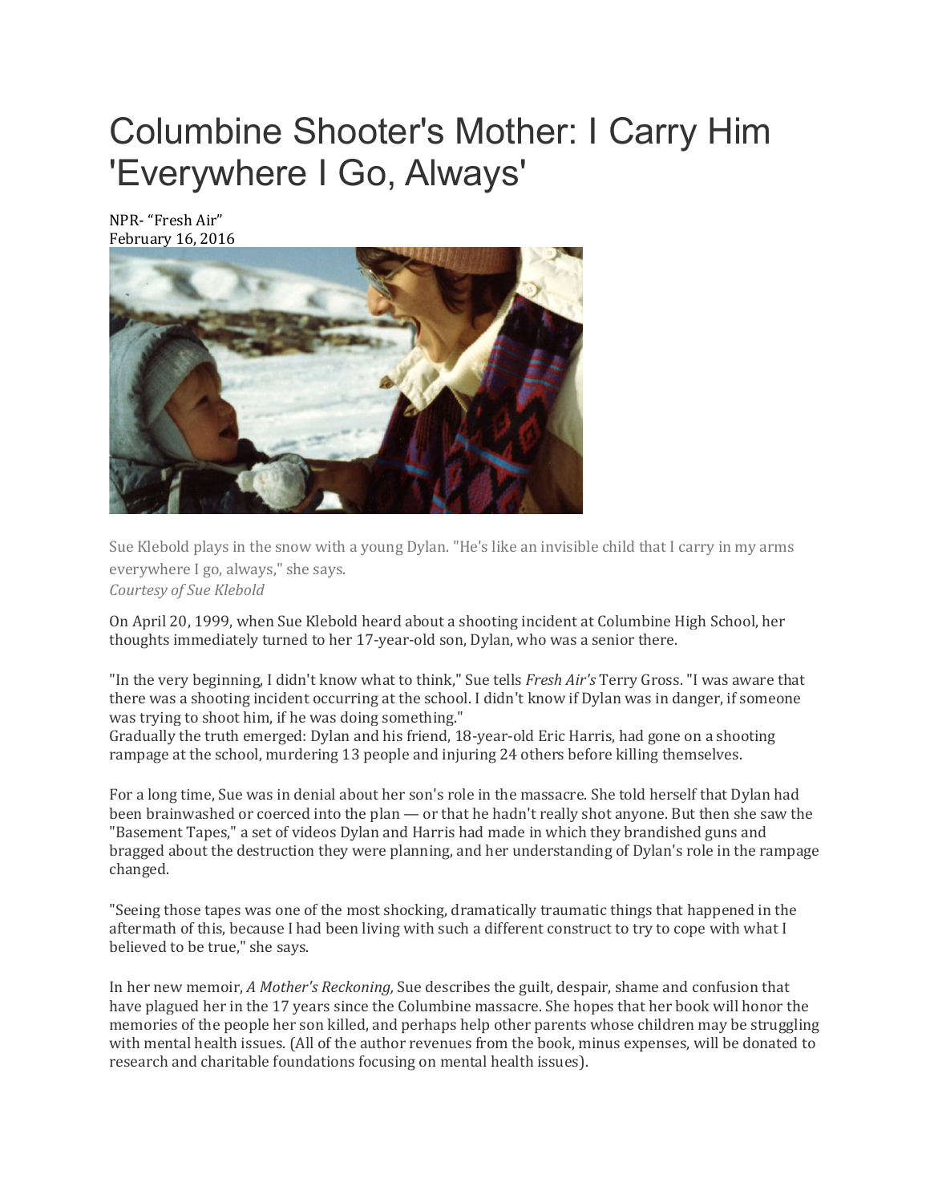# Columbine Shooter's Mother: I Carry Him 'Everywhere I Go, Always'

NPR- "Fresh Air"
February 16, 2016

Sue Klebold plays in the snow with a young Dylan. "He's like an invisible child that I carry in my arms everywhere I go, always," she says.
*Courtesy of Sue Klebold*

On April 20, 1999, when Sue Klebold heard about a shooting incident at Columbine High School, her thoughts immediately turned to her 17-year-old son, Dylan, who was a senior there.

"In the very beginning, I didn't know what to think," Sue tells *Fresh Air's* Terry Gross. "I was aware that there was a shooting incident occurring at the school. I didn't know if Dylan was in danger, if someone was trying to shoot him, if he was doing something."
Gradually the truth emerged: Dylan and his friend, 18-year-old Eric Harris, had gone on a shooting rampage at the school, murdering 13 people and injuring 24 others before killing themselves.

For a long time, Sue was in denial about her son's role in the massacre. She told herself that Dylan had been brainwashed or coerced into the plan — or that he hadn't really shot anyone. But then she saw the "Basement Tapes," a set of videos Dylan and Harris had made in which they brandished guns and bragged about the destruction they were planning, and her understanding of Dylan's role in the rampage changed.

"Seeing those tapes was one of the most shocking, dramatically traumatic things that happened in the aftermath of this, because I had been living with such a different construct to try to cope with what I believed to be true," she says.

In her new memoir, *A Mother's Reckoning,* Sue describes the guilt, despair, shame and confusion that have plagued her in the 17 years since the Columbine massacre. She hopes that her book will honor the memories of the people her son killed, and perhaps help other parents whose children may be struggling with mental health issues. (All of the author revenues from the book, minus expenses, will be donated to research and charitable foundations focusing on mental health issues).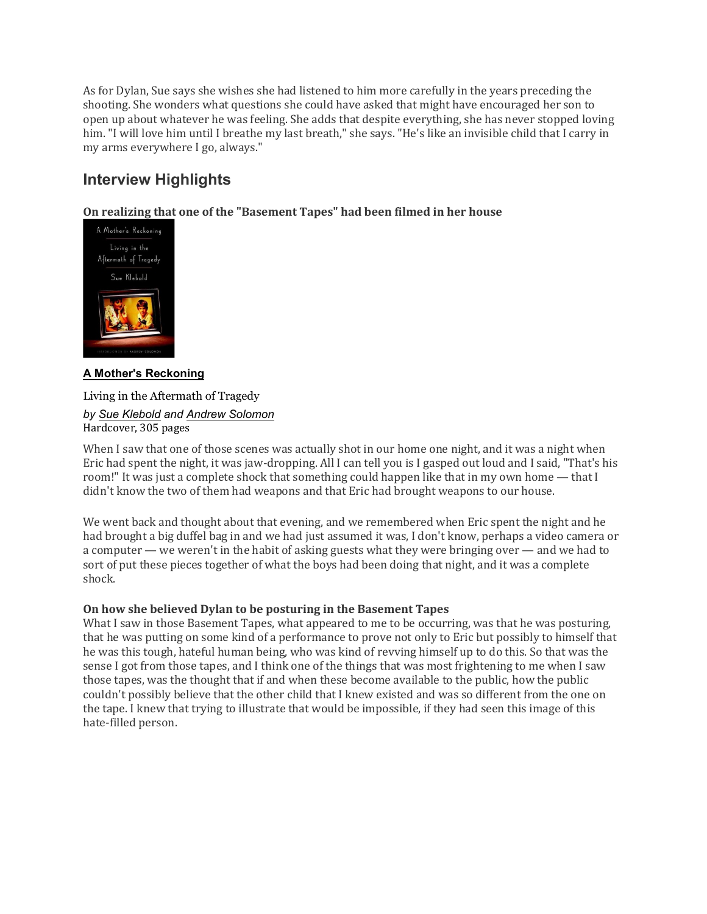As for Dylan, Sue says she wishes she had listened to him more carefully in the years preceding the shooting. She wonders what questions she could have asked that might have encouraged her son to open up about whatever he was feeling. She adds that despite everything, she has never stopped loving him. "I will love him until I breathe my last breath," she says. "He's like an invisible child that I carry in my arms everywhere I go, always."

## Interview Highlights

**On realizing that one of the "Basement Tapes" had been filmed in her house**

**A Mother's Reckoning**

Living in the Aftermath of Tragedy

*by Sue Klebold and Andrew Solomon*
Hardcover, 305 pages

When I saw that one of those scenes was actually shot in our home one night, and it was a night when Eric had spent the night, it was jaw-dropping. All I can tell you is I gasped out loud and I said, "That's his room!" It was just a complete shock that something could happen like that in my own home — that I didn't know the two of them had weapons and that Eric had brought weapons to our house.

We went back and thought about that evening, and we remembered when Eric spent the night and he had brought a big duffel bag in and we had just assumed it was, I don't know, perhaps a video camera or a computer — we weren't in the habit of asking guests what they were bringing over — and we had to sort of put these pieces together of what the boys had been doing that night, and it was a complete shock.

**On how she believed Dylan to be posturing in the Basement Tapes**

What I saw in those Basement Tapes, what appeared to me to be occurring, was that he was posturing, that he was putting on some kind of a performance to prove not only to Eric but possibly to himself that he was this tough, hateful human being, who was kind of revving himself up to do this. So that was the sense I got from those tapes, and I think one of the things that was most frightening to me when I saw those tapes, was the thought that if and when these become available to the public, how the public couldn't possibly believe that the other child that I knew existed and was so different from the one on the tape. I knew that trying to illustrate that would be impossible, if they had seen this image of this hate-filled person.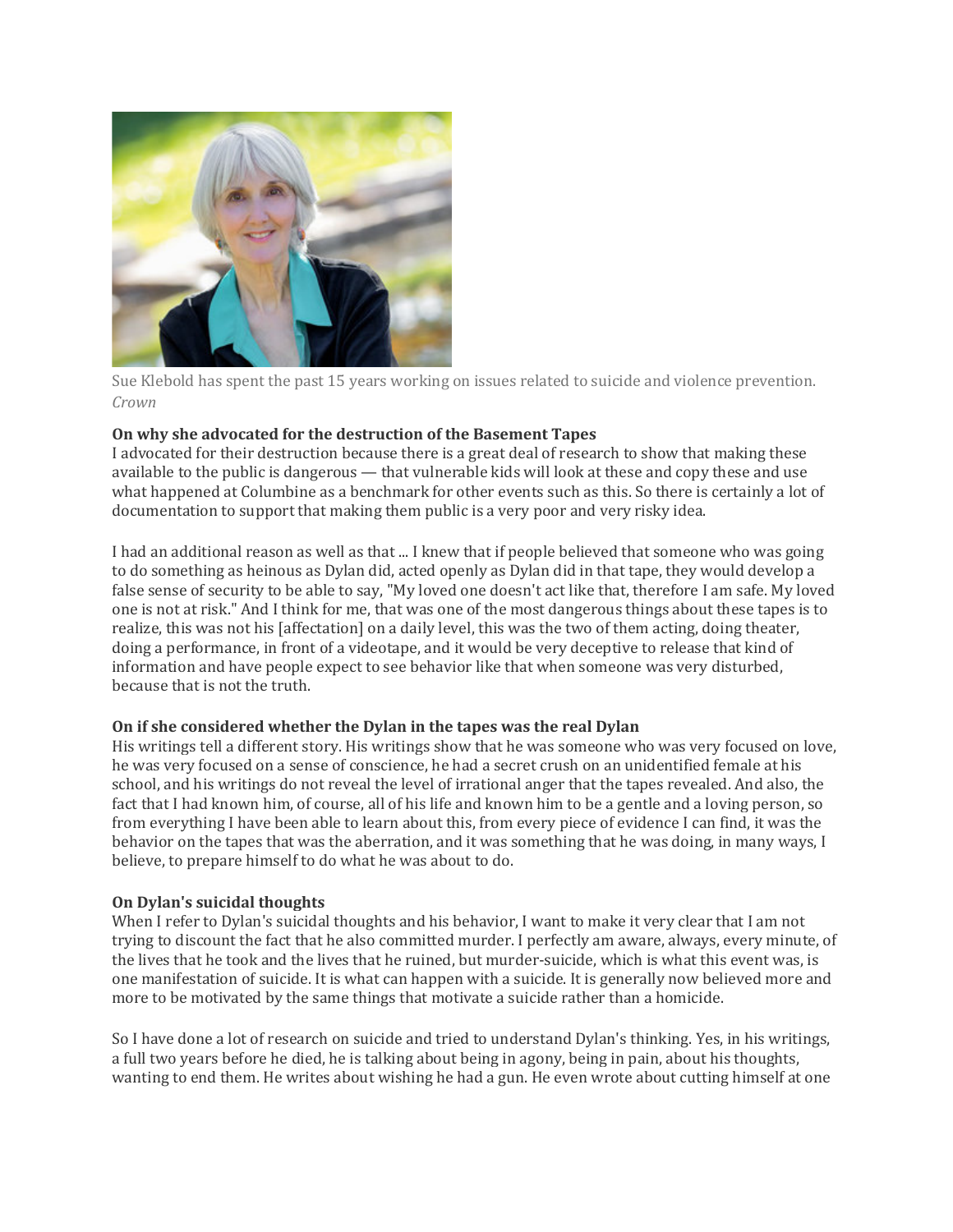Sue Klebold has spent the past 15 years working on issues related to suicide and violence prevention. *Crown*

**On why she advocated for the destruction of the Basement Tapes**

I advocated for their destruction because there is a great deal of research to show that making these available to the public is dangerous — that vulnerable kids will look at these and copy these and use what happened at Columbine as a benchmark for other events such as this. So there is certainly a lot of documentation to support that making them public is a very poor and very risky idea.

I had an additional reason as well as that ... I knew that if people believed that someone who was going to do something as heinous as Dylan did, acted openly as Dylan did in that tape, they would develop a false sense of security to be able to say, "My loved one doesn't act like that, therefore I am safe. My loved one is not at risk." And I think for me, that was one of the most dangerous things about these tapes is to realize, this was not his [affectation] on a daily level, this was the two of them acting, doing theater, doing a performance, in front of a videotape, and it would be very deceptive to release that kind of information and have people expect to see behavior like that when someone was very disturbed, because that is not the truth.

**On if she considered whether the Dylan in the tapes was the real Dylan**

His writings tell a different story. His writings show that he was someone who was very focused on love, he was very focused on a sense of conscience, he had a secret crush on an unidentified female at his school, and his writings do not reveal the level of irrational anger that the tapes revealed. And also, the fact that I had known him, of course, all of his life and known him to be a gentle and a loving person, so from everything I have been able to learn about this, from every piece of evidence I can find, it was the behavior on the tapes that was the aberration, and it was something that he was doing, in many ways, I believe, to prepare himself to do what he was about to do.

**On Dylan's suicidal thoughts**

When I refer to Dylan's suicidal thoughts and his behavior, I want to make it very clear that I am not trying to discount the fact that he also committed murder. I perfectly am aware, always, every minute, of the lives that he took and the lives that he ruined, but murder-suicide, which is what this event was, is one manifestation of suicide. It is what can happen with a suicide. It is generally now believed more and more to be motivated by the same things that motivate a suicide rather than a homicide.

So I have done a lot of research on suicide and tried to understand Dylan's thinking. Yes, in his writings, a full two years before he died, he is talking about being in agony, being in pain, about his thoughts, wanting to end them. He writes about wishing he had a gun. He even wrote about cutting himself at one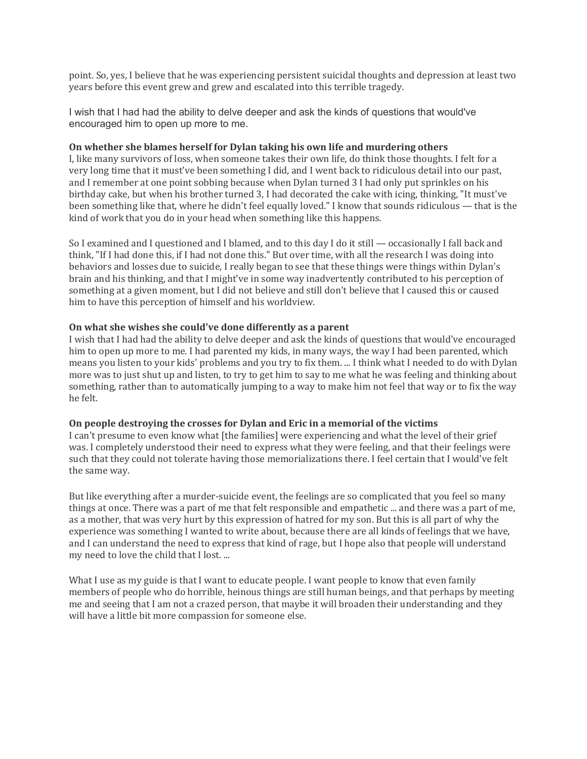point. So, yes, I believe that he was experiencing persistent suicidal thoughts and depression at least two years before this event grew and grew and escalated into this terrible tragedy.

I wish that I had had the ability to delve deeper and ask the kinds of questions that would've encouraged him to open up more to me.

**On whether she blames herself for Dylan taking his own life and murdering others**

I, like many survivors of loss, when someone takes their own life, do think those thoughts. I felt for a very long time that it must've been something I did, and I went back to ridiculous detail into our past, and I remember at one point sobbing because when Dylan turned 3 I had only put sprinkles on his birthday cake, but when his brother turned 3, I had decorated the cake with icing, thinking, "It must've been something like that, where he didn't feel equally loved." I know that sounds ridiculous — that is the kind of work that you do in your head when something like this happens.

So I examined and I questioned and I blamed, and to this day I do it still — occasionally I fall back and think, "If I had done this, if I had not done this." But over time, with all the research I was doing into behaviors and losses due to suicide, I really began to see that these things were things within Dylan's brain and his thinking, and that I might've in some way inadvertently contributed to his perception of something at a given moment, but I did not believe and still don't believe that I caused this or caused him to have this perception of himself and his worldview.

**On what she wishes she could've done differently as a parent**

I wish that I had had the ability to delve deeper and ask the kinds of questions that would've encouraged him to open up more to me. I had parented my kids, in many ways, the way I had been parented, which means you listen to your kids' problems and you try to fix them. ... I think what I needed to do with Dylan more was to just shut up and listen, to try to get him to say to me what he was feeling and thinking about something, rather than to automatically jumping to a way to make him not feel that way or to fix the way he felt.

**On people destroying the crosses for Dylan and Eric in a memorial of the victims**

I can't presume to even know what [the families] were experiencing and what the level of their grief was. I completely understood their need to express what they were feeling, and that their feelings were such that they could not tolerate having those memorializations there. I feel certain that I would've felt the same way.

But like everything after a murder-suicide event, the feelings are so complicated that you feel so many things at once. There was a part of me that felt responsible and empathetic ... and there was a part of me, as a mother, that was very hurt by this expression of hatred for my son. But this is all part of why the experience was something I wanted to write about, because there are all kinds of feelings that we have, and I can understand the need to express that kind of rage, but I hope also that people will understand my need to love the child that I lost. ...

What I use as my guide is that I want to educate people. I want people to know that even family members of people who do horrible, heinous things are still human beings, and that perhaps by meeting me and seeing that I am not a crazed person, that maybe it will broaden their understanding and they will have a little bit more compassion for someone else.